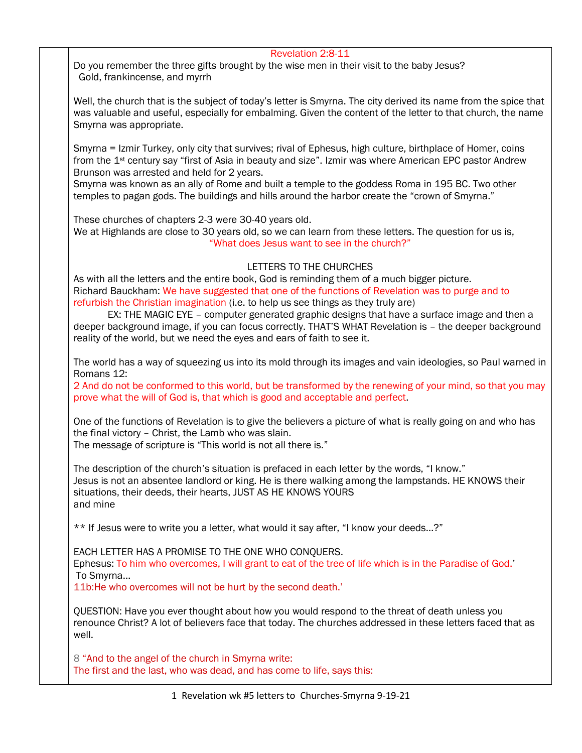## Revelation 2:8-11

Do you remember the three gifts brought by the wise men in their visit to the baby Jesus?
Gold, frankincense, and myrrh

Well, the church that is the subject of today's letter is Smyrna. The city derived its name from the spice that was valuable and useful, especially for embalming. Given the content of the letter to that church, the name Smyrna was appropriate.

Smyrna = Izmir Turkey, only city that survives; rival of Ephesus, high culture, birthplace of Homer, coins from the 1st century say "first of Asia in beauty and size". Izmir was where American EPC pastor Andrew Brunson was arrested and held for 2 years.
Smyrna was known as an ally of Rome and built a temple to the goddess Roma in 195 BC. Two other temples to pagan gods. The buildings and hills around the harbor create the "crown of Smyrna."

These churches of chapters 2-3 were 30-40 years old.
We at Highlands are close to 30 years old, so we can learn from these letters. The question for us is,
"What does Jesus want to see in the church?"

### LETTERS TO THE CHURCHES

As with all the letters and the entire book, God is reminding them of a much bigger picture.
Richard Bauckham: We have suggested that one of the functions of Revelation was to purge and to refurbish the Christian imagination (i.e. to help us see things as they truly are)

EX: THE MAGIC EYE – computer generated graphic designs that have a surface image and then a deeper background image, if you can focus correctly. THAT'S WHAT Revelation is – the deeper background reality of the world, but we need the eyes and ears of faith to see it.

The world has a way of squeezing us into its mold through its images and vain ideologies, so Paul warned in Romans 12:
2 And do not be conformed to this world, but be transformed by the renewing of your mind, so that you may prove what the will of God is, that which is good and acceptable and perfect.

One of the functions of Revelation is to give the believers a picture of what is really going on and who has the final victory – Christ, the Lamb who was slain.
The message of scripture is "This world is not all there is."

The description of the church's situation is prefaced in each letter by the words, "I know."
Jesus is not an absentee landlord or king. He is there walking among the lampstands. HE KNOWS their situations, their deeds, their hearts, JUST AS HE KNOWS YOURS
and mine

** If Jesus were to write you a letter, what would it say after, "I know your deeds…?"

EACH LETTER HAS A PROMISE TO THE ONE WHO CONQUERS.
Ephesus: To him who overcomes, I will grant to eat of the tree of life which is in the Paradise of God.'
To Smyrna…
11b:He who overcomes will not be hurt by the second death.'

QUESTION: Have you ever thought about how you would respond to the threat of death unless you renounce Christ? A lot of believers face that today. The churches addressed in these letters faced that as well.

8 "And to the angel of the church in Smyrna write:
The first and the last, who was dead, and has come to life, says this: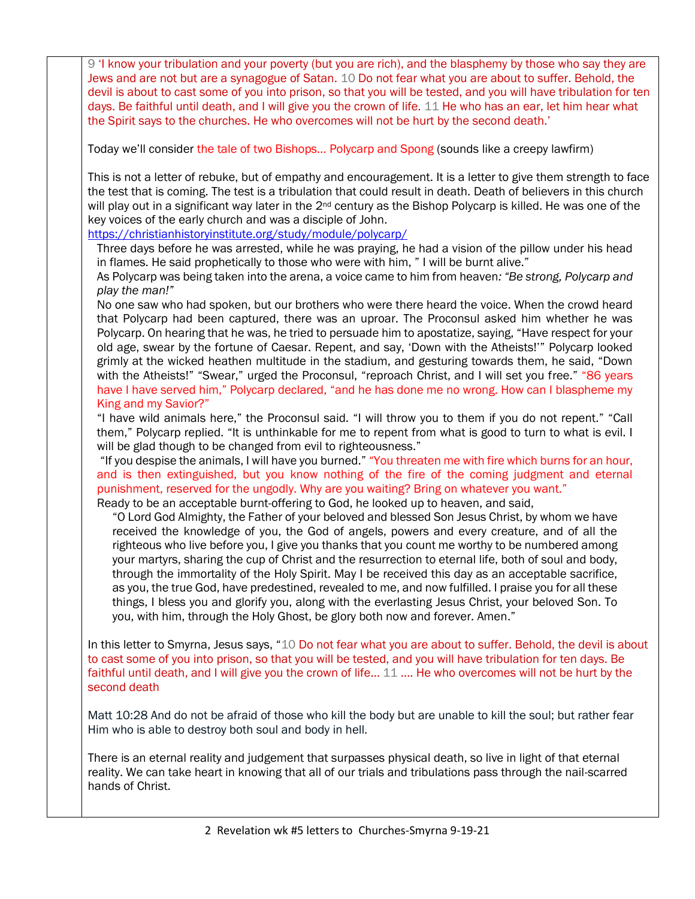9 'I know your tribulation and your poverty (but you are rich), and the blasphemy by those who say they are Jews and are not but are a synagogue of Satan. 10 Do not fear what you are about to suffer. Behold, the devil is about to cast some of you into prison, so that you will be tested, and you will have tribulation for ten days. Be faithful until death, and I will give you the crown of life. 11 He who has an ear, let him hear what the Spirit says to the churches. He who overcomes will not be hurt by the second death.'

Today we'll consider the tale of two Bishops... Polycarp and Spong (sounds like a creepy lawfirm)

This is not a letter of rebuke, but of empathy and encouragement. It is a letter to give them strength to face the test that is coming. The test is a tribulation that could result in death. Death of believers in this church will play out in a significant way later in the 2nd century as the Bishop Polycarp is killed. He was one of the key voices of the early church and was a disciple of John.
https://christianhistoryinstitute.org/study/module/polycarp/

> Three days before he was arrested, while he was praying, he had a vision of the pillow under his head in flames. He said prophetically to those who were with him, " I will be burnt alive."
>
> As Polycarp was being taken into the arena, a voice came to him from heaven: *"Be strong, Polycarp and play the man!"*
>
> No one saw who had spoken, but our brothers who were there heard the voice. When the crowd heard that Polycarp had been captured, there was an uproar. The Proconsul asked him whether he was Polycarp. On hearing that he was, he tried to persuade him to apostatize, saying, "Have respect for your old age, swear by the fortune of Caesar. Repent, and say, 'Down with the Atheists!'" Polycarp looked grimly at the wicked heathen multitude in the stadium, and gesturing towards them, he said, "Down with the Atheists!" "Swear," urged the Proconsul, "reproach Christ, and I will set you free." "86 years have I have served him," Polycarp declared, "and he has done me no wrong. How can I blaspheme my King and my Savior?"
>
> "I have wild animals here," the Proconsul said. "I will throw you to them if you do not repent." "Call them," Polycarp replied. "It is unthinkable for me to repent from what is good to turn to what is evil. I will be glad though to be changed from evil to righteousness."
>
> "If you despise the animals, I will have you burned." "You threaten me with fire which burns for an hour, and is then extinguished, but you know nothing of the fire of the coming judgment and eternal punishment, reserved for the ungodly. Why are you waiting? Bring on whatever you want."
>
> Ready to be an acceptable burnt-offering to God, he looked up to heaven, and said,
>
> > "O Lord God Almighty, the Father of your beloved and blessed Son Jesus Christ, by whom we have received the knowledge of you, the God of angels, powers and every creature, and of all the righteous who live before you, I give you thanks that you count me worthy to be numbered among your martyrs, sharing the cup of Christ and the resurrection to eternal life, both of soul and body, through the immortality of the Holy Spirit. May I be received this day as an acceptable sacrifice, as you, the true God, have predestined, revealed to me, and now fulfilled. I praise you for all these things, I bless you and glorify you, along with the everlasting Jesus Christ, your beloved Son. To you, with him, through the Holy Ghost, be glory both now and forever. Amen."

In this letter to Smyrna, Jesus says, "10 Do not fear what you are about to suffer. Behold, the devil is about to cast some of you into prison, so that you will be tested, and you will have tribulation for ten days. Be faithful until death, and I will give you the crown of life... 11 .... He who overcomes will not be hurt by the second death

Matt 10:28 And do not be afraid of those who kill the body but are unable to kill the soul; but rather fear Him who is able to destroy both soul and body in hell.

There is an eternal reality and judgement that surpasses physical death, so live in light of that eternal reality. We can take heart in knowing that all of our trials and tribulations pass through the nail-scarred hands of Christ.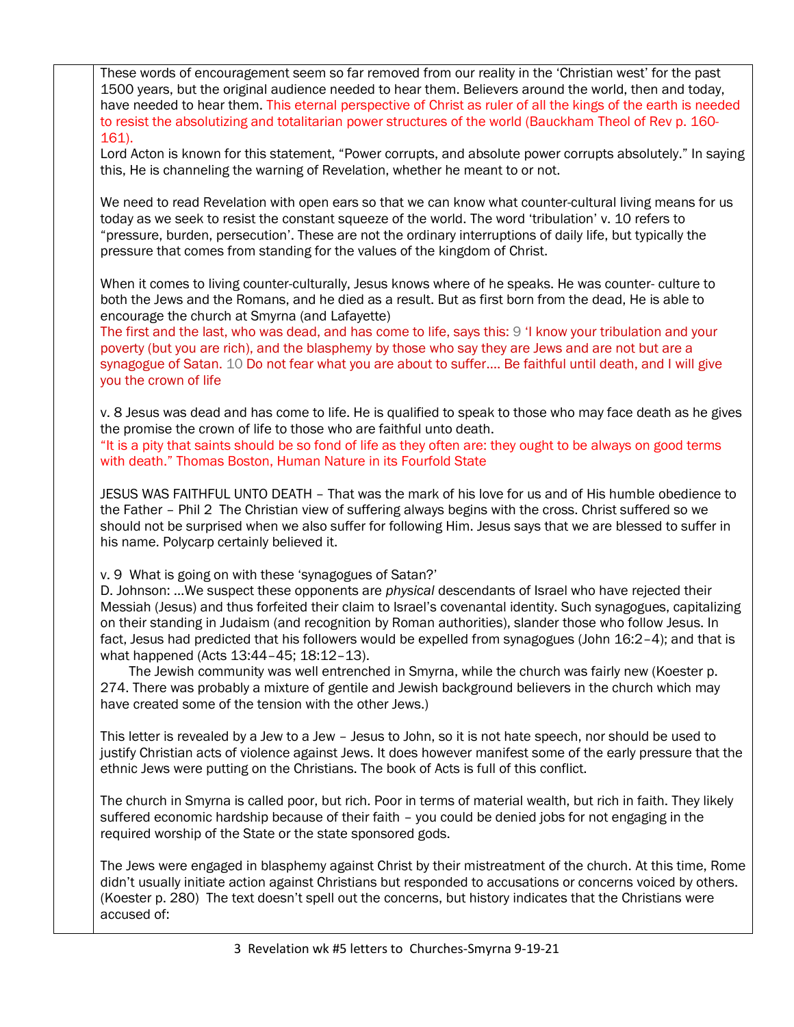These words of encouragement seem so far removed from our reality in the 'Christian west' for the past 1500 years, but the original audience needed to hear them. Believers around the world, then and today, have needed to hear them. This eternal perspective of Christ as ruler of all the kings of the earth is needed to resist the absolutizing and totalitarian power structures of the world (Bauckham Theol of Rev p. 160-161).

Lord Acton is known for this statement, "Power corrupts, and absolute power corrupts absolutely." In saying this, He is channeling the warning of Revelation, whether he meant to or not.

We need to read Revelation with open ears so that we can know what counter-cultural living means for us today as we seek to resist the constant squeeze of the world. The word 'tribulation' v. 10 refers to "pressure, burden, persecution'. These are not the ordinary interruptions of daily life, but typically the pressure that comes from standing for the values of the kingdom of Christ.

When it comes to living counter-culturally, Jesus knows where of he speaks. He was counter- culture to both the Jews and the Romans, and he died as a result. But as first born from the dead, He is able to encourage the church at Smyrna (and Lafayette)

The first and the last, who was dead, and has come to life, says this: 9 'I know your tribulation and your poverty (but you are rich), and the blasphemy by those who say they are Jews and are not but are a synagogue of Satan. 10 Do not fear what you are about to suffer…. Be faithful until death, and I will give you the crown of life

v. 8 Jesus was dead and has come to life. He is qualified to speak to those who may face death as he gives the promise the crown of life to those who are faithful unto death.

"It is a pity that saints should be so fond of life as they often are: they ought to be always on good terms with death." Thomas Boston, Human Nature in its Fourfold State

JESUS WAS FAITHFUL UNTO DEATH – That was the mark of his love for us and of His humble obedience to the Father – Phil 2 The Christian view of suffering always begins with the cross. Christ suffered so we should not be surprised when we also suffer for following Him. Jesus says that we are blessed to suffer in his name. Polycarp certainly believed it.

v. 9 What is going on with these 'synagogues of Satan?'

D. Johnson: …We suspect these opponents are *physical* descendants of Israel who have rejected their Messiah (Jesus) and thus forfeited their claim to Israel's covenantal identity. Such synagogues, capitalizing on their standing in Judaism (and recognition by Roman authorities), slander those who follow Jesus. In fact, Jesus had predicted that his followers would be expelled from synagogues (John 16:2–4); and that is what happened (Acts 13:44–45; 18:12–13).

The Jewish community was well entrenched in Smyrna, while the church was fairly new (Koester p. 274. There was probably a mixture of gentile and Jewish background believers in the church which may have created some of the tension with the other Jews.)

This letter is revealed by a Jew to a Jew – Jesus to John, so it is not hate speech, nor should be used to justify Christian acts of violence against Jews. It does however manifest some of the early pressure that the ethnic Jews were putting on the Christians. The book of Acts is full of this conflict.

The church in Smyrna is called poor, but rich. Poor in terms of material wealth, but rich in faith. They likely suffered economic hardship because of their faith – you could be denied jobs for not engaging in the required worship of the State or the state sponsored gods.

The Jews were engaged in blasphemy against Christ by their mistreatment of the church. At this time, Rome didn't usually initiate action against Christians but responded to accusations or concerns voiced by others. (Koester p. 280) The text doesn't spell out the concerns, but history indicates that the Christians were accused of: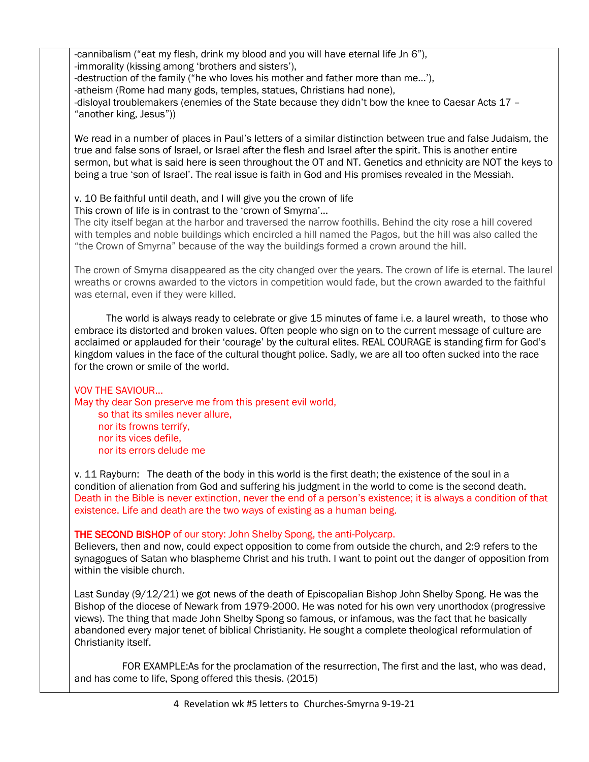-cannibalism (“eat my flesh, drink my blood and you will have eternal life Jn 6”),
-immorality (kissing among ‘brothers and sisters’),
-destruction of the family (“he who loves his mother and father more than me…’),
-atheism (Rome had many gods, temples, statues, Christians had none),
-disloyal troublemakers (enemies of the State because they didn’t bow the knee to Caesar Acts 17 – “another king, Jesus”))

We read in a number of places in Paul’s letters of a similar distinction between true and false Judaism, the true and false sons of Israel, or Israel after the flesh and Israel after the spirit. This is another entire sermon, but what is said here is seen throughout the OT and NT. Genetics and ethnicity are NOT the keys to being a true ‘son of Israel’. The real issue is faith in God and His promises revealed in the Messiah.

v. 10 Be faithful until death, and I will give you the crown of life
This crown of life is in contrast to the ‘crown of Smyrna’…
The city itself began at the harbor and traversed the narrow foothills. Behind the city rose a hill covered with temples and noble buildings which encircled a hill named the Pagos, but the hill was also called the “the Crown of Smyrna” because of the way the buildings formed a crown around the hill.

The crown of Smyrna disappeared as the city changed over the years. The crown of life is eternal. The laurel wreaths or crowns awarded to the victors in competition would fade, but the crown awarded to the faithful was eternal, even if they were killed.

The world is always ready to celebrate or give 15 minutes of fame i.e. a laurel wreath, to those who embrace its distorted and broken values. Often people who sign on to the current message of culture are acclaimed or applauded for their ‘courage’ by the cultural elites. REAL COURAGE is standing firm for God’s kingdom values in the face of the cultural thought police. Sadly, we are all too often sucked into the race for the crown or smile of the world.

VOV THE SAVIOUR…
May thy dear Son preserve me from this present evil world,
so that its smiles never allure,
nor its frowns terrify,
nor its vices defile,
nor its errors delude me

v. 11 Rayburn: The death of the body in this world is the first death; the existence of the soul in a condition of alienation from God and suffering his judgment in the world to come is the second death. Death in the Bible is never extinction, never the end of a person’s existence; it is always a condition of that existence. Life and death are the two ways of existing as a human being.

**THE SECOND BISHOP** of our story: John Shelby Spong, the anti-Polycarp.
Believers, then and now, could expect opposition to come from outside the church, and 2:9 refers to the synagogues of Satan who blaspheme Christ and his truth. I want to point out the danger of opposition from within the visible church.

Last Sunday (9/12/21) we got news of the death of Episcopalian Bishop John Shelby Spong. He was the Bishop of the diocese of Newark from 1979-2000. He was noted for his own very unorthodox (progressive views). The thing that made John Shelby Spong so famous, or infamous, was the fact that he basically abandoned every major tenet of biblical Christianity. He sought a complete theological reformulation of Christianity itself.

FOR EXAMPLE:As for the proclamation of the resurrection, The first and the last, who was dead, and has come to life, Spong offered this thesis. (2015)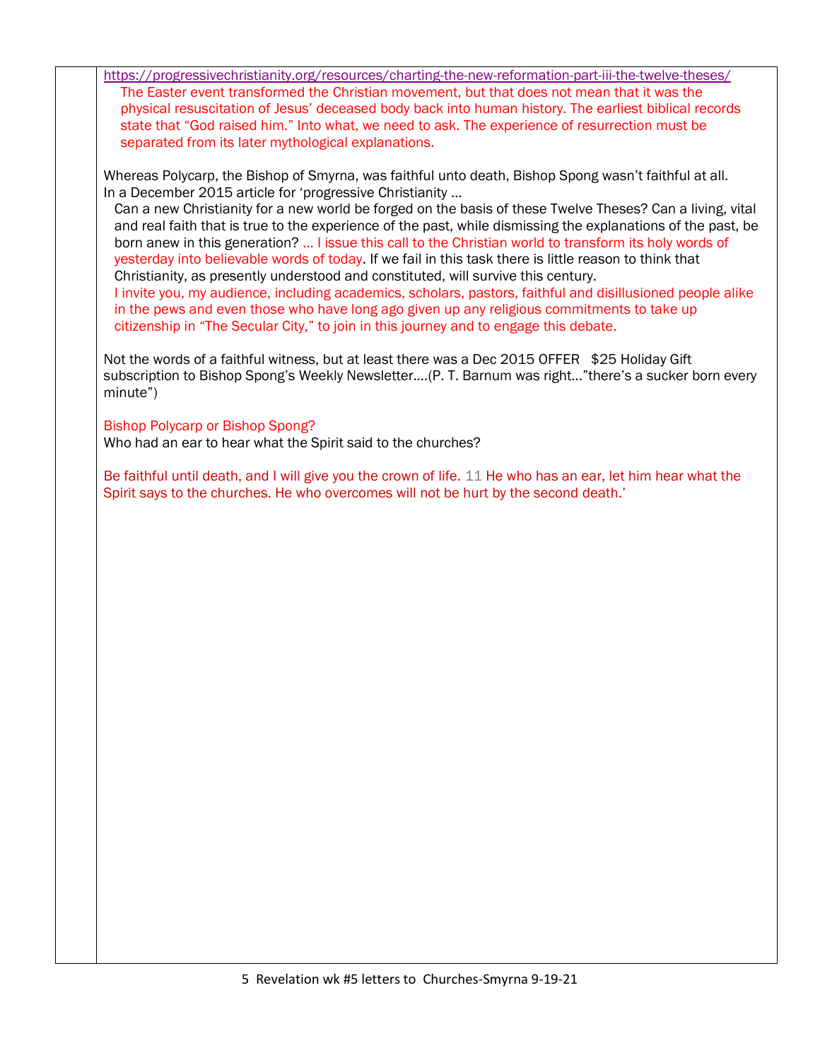https://progressivechristianity.org/resources/charting-the-new-reformation-part-iii-the-twelve-theses/

> The Easter event transformed the Christian movement, but that does not mean that it was the physical resuscitation of Jesus' deceased body back into human history. The earliest biblical records state that "God raised him." Into what, we need to ask. The experience of resurrection must be separated from its later mythological explanations.

Whereas Polycarp, the Bishop of Smyrna, was faithful unto death, Bishop Spong wasn't faithful at all. In a December 2015 article for 'progressive Christianity …

> Can a new Christianity for a new world be forged on the basis of these Twelve Theses? Can a living, vital and real faith that is true to the experience of the past, while dismissing the explanations of the past, be born anew in this generation? … I issue this call to the Christian world to transform its holy words of yesterday into believable words of today. If we fail in this task there is little reason to think that Christianity, as presently understood and constituted, will survive this century.
>
> I invite you, my audience, including academics, scholars, pastors, faithful and disillusioned people alike in the pews and even those who have long ago given up any religious commitments to take up citizenship in "The Secular City," to join in this journey and to engage this debate.

Not the words of a faithful witness, but at least there was a Dec 2015 OFFER $25 Holiday Gift subscription to Bishop Spong's Weekly Newsletter….(P. T. Barnum was right…"there's a sucker born every minute")

Bishop Polycarp or Bishop Spong?
Who had an ear to hear what the Spirit said to the churches?

Be faithful until death, and I will give you the crown of life. 11 He who has an ear, let him hear what the Spirit says to the churches. He who overcomes will not be hurt by the second death.'